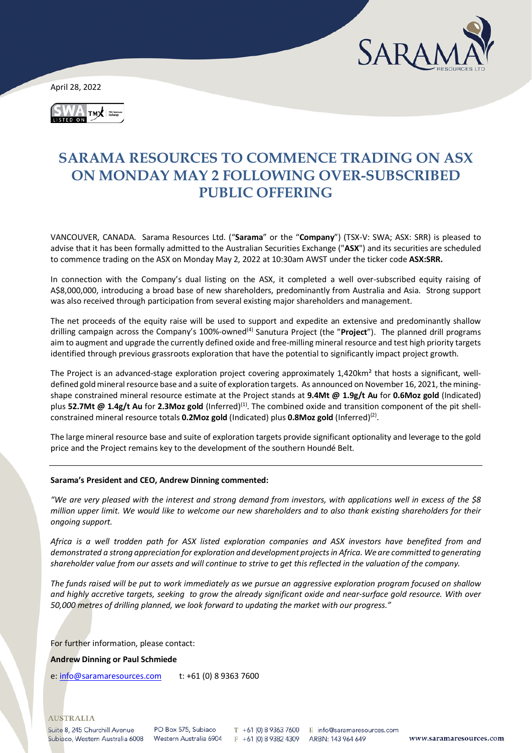April 28, 2022

# SARAMA RESOURCES TO COMMENCE TRADING ON ASX ON MONDAY MAY 2 FOLLOWING OVER-SUBSCRIBED PUBLIC OFFERING

VANCOUVER, CANADA. Sarama Resources Ltd. ("**Sarama**" or the "**Company**") (TSX-V: SWA; ASX: SRR) is pleased to advise that it has been formally admitted to the Australian Securities Exchange ("**ASX**") and its securities are scheduled to commence trading on the ASX on Monday May 2, 2022 at 10:30am AWST under the ticker code **ASX:SRR.**

In connection with the Company's dual listing on the ASX, it completed a well over-subscribed equity raising of A$8,000,000, introducing a broad base of new shareholders, predominantly from Australia and Asia. Strong support was also received through participation from several existing major shareholders and management.

The net proceeds of the equity raise will be used to support and expedite an extensive and predominantly shallow drilling campaign across the Company's 100%-owned[(4)] Sanutura Project (the "**Project**"). The planned drill programs aim to augment and upgrade the currently defined oxide and free-milling mineral resource and test high priority targets identified through previous grassroots exploration that have the potential to significantly impact project growth.

The Project is an advanced-stage exploration project covering approximately 1,420km² that hosts a significant, well-defined gold mineral resource base and a suite of exploration targets. As announced on November 16, 2021, the mining-shape constrained mineral resource estimate at the Project stands at **9.4Mt @ 1.9g/t Au** for **0.6Moz gold** (Indicated) plus **52.7Mt @ 1.4g/t Au** for **2.3Moz gold** (Inferred)[(1)]. The combined oxide and transition component of the pit shell-constrained mineral resource totals **0.2Moz gold** (Indicated) plus **0.8Moz gold** (Inferred)[(2)].

The large mineral resource base and suite of exploration targets provide significant optionality and leverage to the gold price and the Project remains key to the development of the southern Houndé Belt.

---

**Sarama's President and CEO, Andrew Dinning commented:**

*"We are very pleased with the interest and strong demand from investors, with applications well in excess of the $8 million upper limit. We would like to welcome our new shareholders and to also thank existing shareholders for their ongoing support.*

*Africa is a well trodden path for ASX listed exploration companies and ASX investors have benefited from and demonstrated a strong appreciation for exploration and development projects in Africa. We are committed to generating shareholder value from our assets and will continue to strive to get this reflected in the valuation of the company.*

*The funds raised will be put to work immediately as we pursue an aggressive exploration program focused on shallow and highly accretive targets, seeking to grow the already significant oxide and near-surface gold resource. With over 50,000 metres of drilling planned, we look forward to updating the market with our progress."*

For further information, please contact:

**Andrew Dinning or Paul Schmiede**

e: info@saramaresources.com t: +61 (0) 8 9363 7600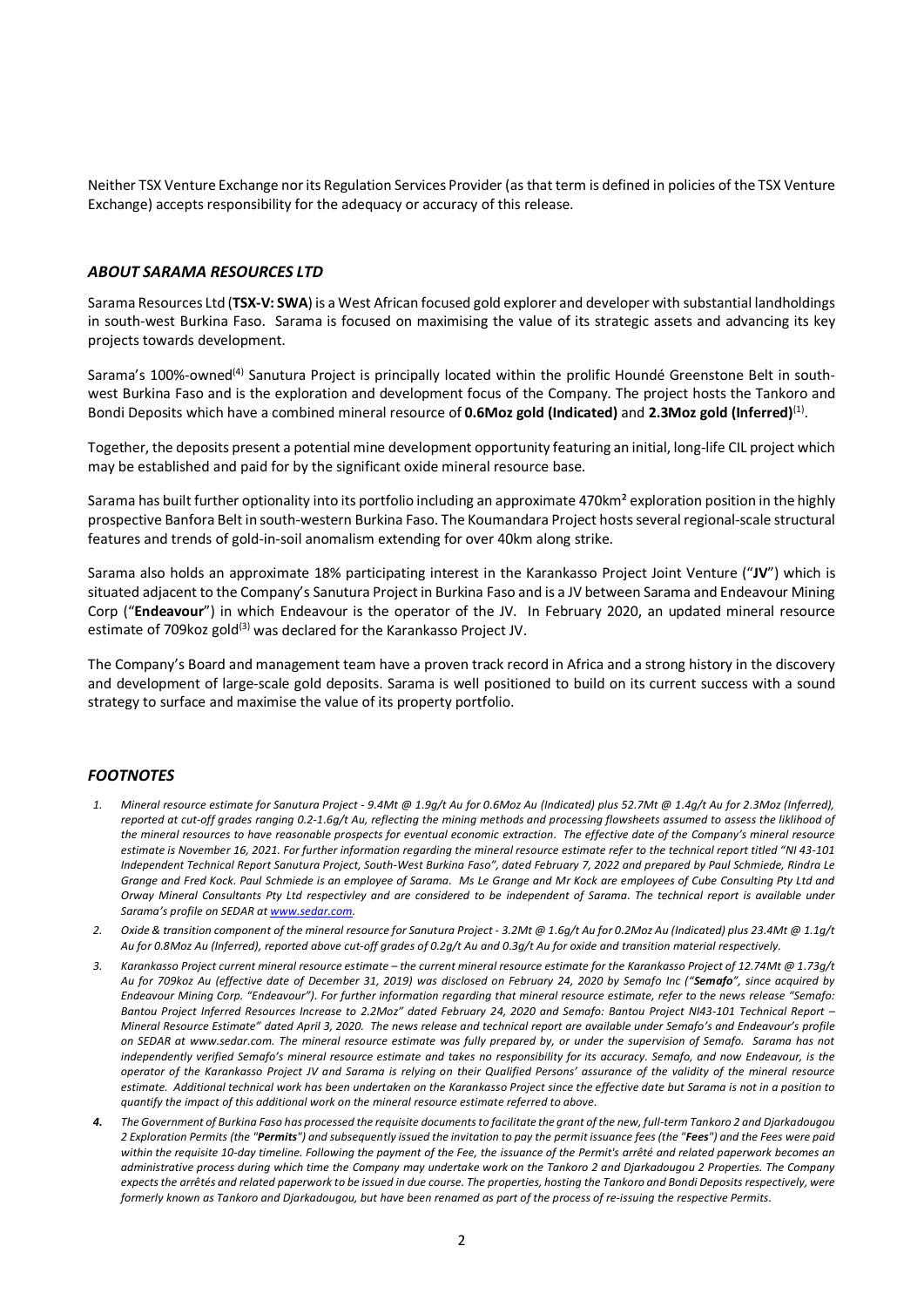Neither TSX Venture Exchange nor its Regulation Services Provider (as that term is defined in policies of the TSX Venture Exchange) accepts responsibility for the adequacy or accuracy of this release.

## *ABOUT SARAMA RESOURCES LTD*

Sarama Resources Ltd (**TSX-V: SWA**) is a West African focused gold explorer and developer with substantial landholdings in south-west Burkina Faso. Sarama is focused on maximising the value of its strategic assets and advancing its key projects towards development.

Sarama's 100%-owned[4] Sanutura Project is principally located within the prolific Houndé Greenstone Belt in south-west Burkina Faso and is the exploration and development focus of the Company. The project hosts the Tankoro and Bondi Deposits which have a combined mineral resource of **0.6Moz gold (Indicated)** and **2.3Moz gold (Inferred)**[1].

Together, the deposits present a potential mine development opportunity featuring an initial, long-life CIL project which may be established and paid for by the significant oxide mineral resource base.

Sarama has built further optionality into its portfolio including an approximate 470km² exploration position in the highly prospective Banfora Belt in south-western Burkina Faso. The Koumandara Project hosts several regional-scale structural features and trends of gold-in-soil anomalism extending for over 40km along strike.

Sarama also holds an approximate 18% participating interest in the Karankasso Project Joint Venture ("**JV**") which is situated adjacent to the Company's Sanutura Project in Burkina Faso and is a JV between Sarama and Endeavour Mining Corp ("**Endeavour**") in which Endeavour is the operator of the JV. In February 2020, an updated mineral resource estimate of 709koz gold[3] was declared for the Karankasso Project JV.

The Company's Board and management team have a proven track record in Africa and a strong history in the discovery and development of large-scale gold deposits. Sarama is well positioned to build on its current success with a sound strategy to surface and maximise the value of its property portfolio.

## *FOOTNOTES*

1. *Mineral resource estimate for Sanutura Project - 9.4Mt @ 1.9g/t Au for 0.6Moz Au (Indicated) plus 52.7Mt @ 1.4g/t Au for 2.3Moz (Inferred), reported at cut-off grades ranging 0.2-1.6g/t Au, reflecting the mining methods and processing flowsheets assumed to assess the liklihood of the mineral resources to have reasonable prospects for eventual economic extraction. The effective date of the Company's mineral resource estimate is November 16, 2021. For further information regarding the mineral resource estimate refer to the technical report titled "NI 43-101 Independent Technical Report Sanutura Project, South-West Burkina Faso", dated February 7, 2022 and prepared by Paul Schmiede, Rindra Le Grange and Fred Kock. Paul Schmiede is an employee of Sarama. Ms Le Grange and Mr Kock are employees of Cube Consulting Pty Ltd and Orway Mineral Consultants Pty Ltd respectivley and are considered to be independent of Sarama. The technical report is available under Sarama's profile on SEDAR at www.sedar.com.*
2. *Oxide & transition component of the mineral resource for Sanutura Project - 3.2Mt @ 1.6g/t Au for 0.2Moz Au (Indicated) plus 23.4Mt @ 1.1g/t Au for 0.8Moz Au (Inferred), reported above cut-off grades of 0.2g/t Au and 0.3g/t Au for oxide and transition material respectively.*
3. *Karankasso Project current mineral resource estimate – the current mineral resource estimate for the Karankasso Project of 12.74Mt @ 1.73g/t Au for 709koz Au (effective date of December 31, 2019) was disclosed on February 24, 2020 by Semafo Inc ("**Semafo**", since acquired by Endeavour Mining Corp. "Endeavour"). For further information regarding that mineral resource estimate, refer to the news release "Semafo: Bantou Project Inferred Resources Increase to 2.2Moz" dated February 24, 2020 and Semafo: Bantou Project NI43-101 Technical Report – Mineral Resource Estimate" dated April 3, 2020. The news release and technical report are available under Semafo's and Endeavour's profile on SEDAR at www.sedar.com. The mineral resource estimate was fully prepared by, or under the supervision of Semafo. Sarama has not independently verified Semafo's mineral resource estimate and takes no responsibility for its accuracy. Semafo, and now Endeavour, is the operator of the Karankasso Project JV and Sarama is relying on their Qualified Persons' assurance of the validity of the mineral resource estimate. Additional technical work has been undertaken on the Karankasso Project since the effective date but Sarama is not in a position to quantify the impact of this additional work on the mineral resource estimate referred to above.*
4. *The Government of Burkina Faso has processed the requisite documents to facilitate the grant of the new, full-term Tankoro 2 and Djarkadougou 2 Exploration Permits (the "**Permits**") and subsequently issued the invitation to pay the permit issuance fees (the "**Fees**") and the Fees were paid within the requisite 10-day timeline. Following the payment of the Fee, the issuance of the Permit's arrêté and related paperwork becomes an administrative process during which time the Company may undertake work on the Tankoro 2 and Djarkadougou 2 Properties. The Company expects the arrêtés and related paperwork to be issued in due course. The properties, hosting the Tankoro and Bondi Deposits respectively, were formerly known as Tankoro and Djarkadougou, but have been renamed as part of the process of re-issuing the respective Permits.*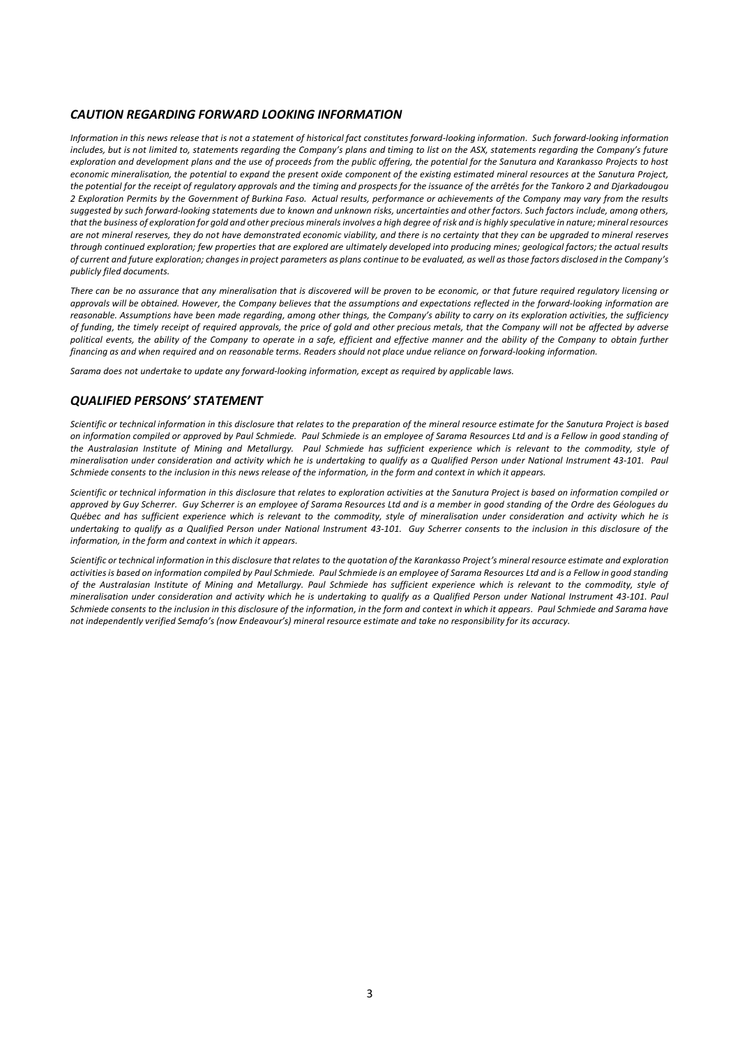## *CAUTION REGARDING FORWARD LOOKING INFORMATION*

*Information in this news release that is not a statement of historical fact constitutes forward-looking information. Such forward-looking information includes, but is not limited to, statements regarding the Company's plans and timing to list on the ASX, statements regarding the Company's future exploration and development plans and the use of proceeds from the public offering, the potential for the Sanutura and Karankasso Projects to host economic mineralisation, the potential to expand the present oxide component of the existing estimated mineral resources at the Sanutura Project, the potential for the receipt of regulatory approvals and the timing and prospects for the issuance of the arrêtés for the Tankoro 2 and Djarkadougou 2 Exploration Permits by the Government of Burkina Faso. Actual results, performance or achievements of the Company may vary from the results suggested by such forward-looking statements due to known and unknown risks, uncertainties and other factors. Such factors include, among others, that the business of exploration for gold and other precious minerals involves a high degree of risk and is highly speculative in nature; mineral resources are not mineral reserves, they do not have demonstrated economic viability, and there is no certainty that they can be upgraded to mineral reserves through continued exploration; few properties that are explored are ultimately developed into producing mines; geological factors; the actual results of current and future exploration; changes in project parameters as plans continue to be evaluated, as well as those factors disclosed in the Company's publicly filed documents.*

*There can be no assurance that any mineralisation that is discovered will be proven to be economic, or that future required regulatory licensing or approvals will be obtained. However, the Company believes that the assumptions and expectations reflected in the forward-looking information are reasonable. Assumptions have been made regarding, among other things, the Company's ability to carry on its exploration activities, the sufficiency of funding, the timely receipt of required approvals, the price of gold and other precious metals, that the Company will not be affected by adverse political events, the ability of the Company to operate in a safe, efficient and effective manner and the ability of the Company to obtain further financing as and when required and on reasonable terms. Readers should not place undue reliance on forward-looking information.*

*Sarama does not undertake to update any forward-looking information, except as required by applicable laws.*

## *QUALIFIED PERSONS' STATEMENT*

*Scientific or technical information in this disclosure that relates to the preparation of the mineral resource estimate for the Sanutura Project is based on information compiled or approved by Paul Schmiede. Paul Schmiede is an employee of Sarama Resources Ltd and is a Fellow in good standing of the Australasian Institute of Mining and Metallurgy. Paul Schmiede has sufficient experience which is relevant to the commodity, style of mineralisation under consideration and activity which he is undertaking to qualify as a Qualified Person under National Instrument 43-101. Paul Schmiede consents to the inclusion in this news release of the information, in the form and context in which it appears.*

*Scientific or technical information in this disclosure that relates to exploration activities at the Sanutura Project is based on information compiled or approved by Guy Scherrer. Guy Scherrer is an employee of Sarama Resources Ltd and is a member in good standing of the Ordre des Géologues du Québec and has sufficient experience which is relevant to the commodity, style of mineralisation under consideration and activity which he is undertaking to qualify as a Qualified Person under National Instrument 43-101. Guy Scherrer consents to the inclusion in this disclosure of the information, in the form and context in which it appears.*

*Scientific or technical information in this disclosure that relates to the quotation of the Karankasso Project's mineral resource estimate and exploration activities is based on information compiled by Paul Schmiede. Paul Schmiede is an employee of Sarama Resources Ltd and is a Fellow in good standing of the Australasian Institute of Mining and Metallurgy. Paul Schmiede has sufficient experience which is relevant to the commodity, style of mineralisation under consideration and activity which he is undertaking to qualify as a Qualified Person under National Instrument 43-101. Paul Schmiede consents to the inclusion in this disclosure of the information, in the form and context in which it appears. Paul Schmiede and Sarama have not independently verified Semafo's (now Endeavour's) mineral resource estimate and take no responsibility for its accuracy.*